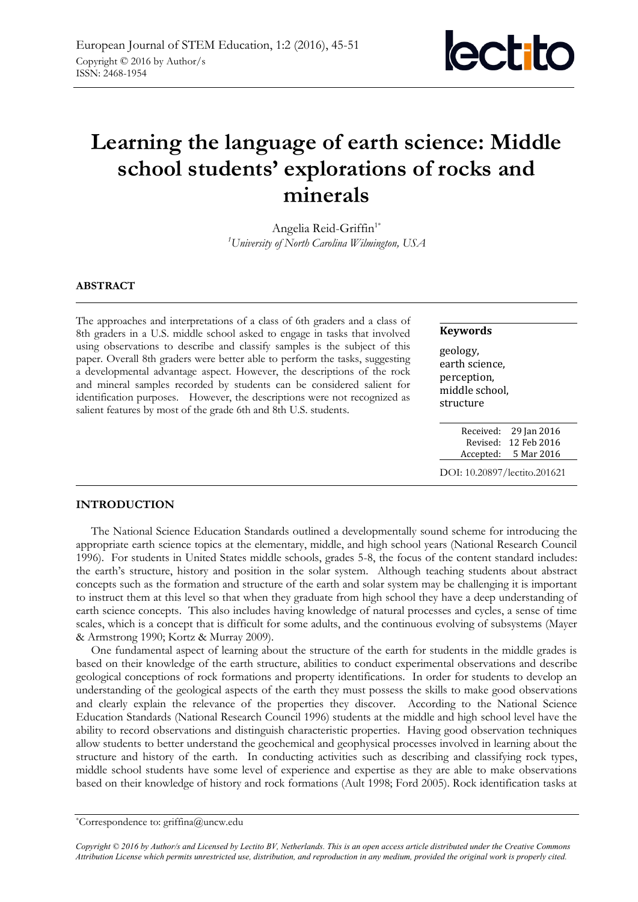# Learning the language of earth science: Middle school students' explorations of rocks and minerals

Angelia Reid-Griffin[1*]

[1]*University of North Carolina Wilmington, USA*

## ABSTRACT

The approaches and interpretations of a class of 6th graders and a class of 8th graders in a U.S. middle school asked to engage in tasks that involved using observations to describe and classify samples is the subject of this paper. Overall 8th graders were better able to perform the tasks, suggesting a developmental advantage aspect. However, the descriptions of the rock and mineral samples recorded by students can be considered salient for identification purposes. However, the descriptions were not recognized as salient features by most of the grade 6th and 8th U.S. students.

**Keywords**

geology, earth science, perception, middle school, structure

Received: 29 Jan 2016
Revised: 12 Feb 2016
Accepted: 5 Mar 2016

DOI: 10.20897/lectito.201621

## INTRODUCTION

The National Science Education Standards outlined a developmentally sound scheme for introducing the appropriate earth science topics at the elementary, middle, and high school years (National Research Council 1996). For students in United States middle schools, grades 5-8, the focus of the content standard includes: the earth's structure, history and position in the solar system. Although teaching students about abstract concepts such as the formation and structure of the earth and solar system may be challenging it is important to instruct them at this level so that when they graduate from high school they have a deep understanding of earth science concepts. This also includes having knowledge of natural processes and cycles, a sense of time scales, which is a concept that is difficult for some adults, and the continuous evolving of subsystems (Mayer & Armstrong 1990; Kortz & Murray 2009).

One fundamental aspect of learning about the structure of the earth for students in the middle grades is based on their knowledge of the earth structure, abilities to conduct experimental observations and describe geological conceptions of rock formations and property identifications. In order for students to develop an understanding of the geological aspects of the earth they must possess the skills to make good observations and clearly explain the relevance of the properties they discover. According to the National Science Education Standards (National Research Council 1996) students at the middle and high school level have the ability to record observations and distinguish characteristic properties. Having good observation techniques allow students to better understand the geochemical and geophysical processes involved in learning about the structure and history of the earth. In conducting activities such as describing and classifying rock types, middle school students have some level of experience and expertise as they are able to make observations based on their knowledge of history and rock formations (Ault 1998; Ford 2005). Rock identification tasks at

*Correspondence to: griffina@uncw.edu

*Copyright © 2016 by Author/s and Licensed by Lectito BV, Netherlands. This is an open access article distributed under the Creative Commons Attribution License which permits unrestricted use, distribution, and reproduction in any medium, provided the original work is properly cited.*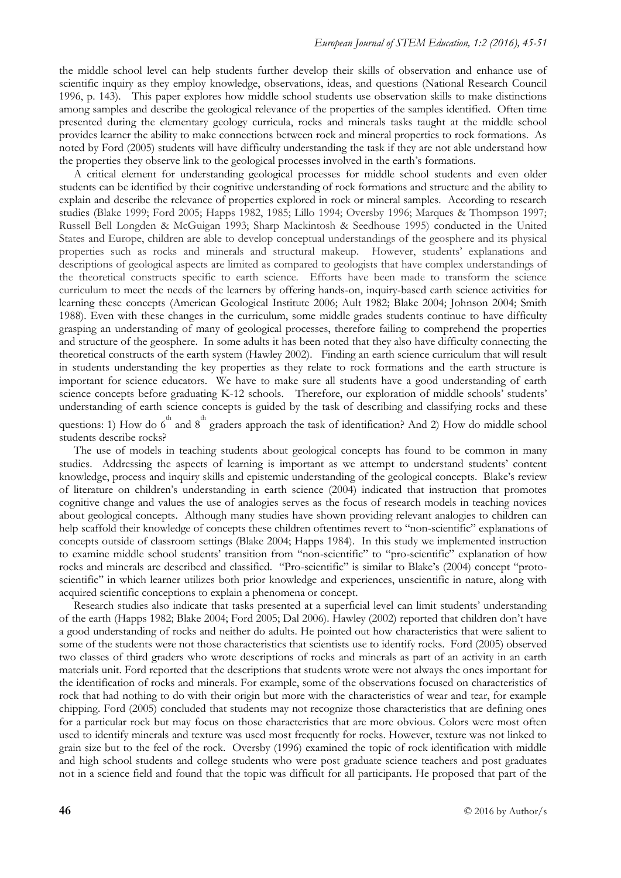the middle school level can help students further develop their skills of observation and enhance use of scientific inquiry as they employ knowledge, observations, ideas, and questions (National Research Council 1996, p. 143). This paper explores how middle school students use observation skills to make distinctions among samples and describe the geological relevance of the properties of the samples identified. Often time presented during the elementary geology curricula, rocks and minerals tasks taught at the middle school provides learner the ability to make connections between rock and mineral properties to rock formations. As noted by Ford (2005) students will have difficulty understanding the task if they are not able understand how the properties they observe link to the geological processes involved in the earth's formations.

A critical element for understanding geological processes for middle school students and even older students can be identified by their cognitive understanding of rock formations and structure and the ability to explain and describe the relevance of properties explored in rock or mineral samples. According to research studies (Blake 1999; Ford 2005; Happs 1982, 1985; Lillo 1994; Oversby 1996; Marques & Thompson 1997; Russell Bell Longden & McGuigan 1993; Sharp Mackintosh & Seedhouse 1995) conducted in the United States and Europe, children are able to develop conceptual understandings of the geosphere and its physical properties such as rocks and minerals and structural makeup. However, students' explanations and descriptions of geological aspects are limited as compared to geologists that have complex understandings of the theoretical constructs specific to earth science. Efforts have been made to transform the science curriculum to meet the needs of the learners by offering hands-on, inquiry-based earth science activities for learning these concepts (American Geological Institute 2006; Ault 1982; Blake 2004; Johnson 2004; Smith 1988). Even with these changes in the curriculum, some middle grades students continue to have difficulty grasping an understanding of many of geological processes, therefore failing to comprehend the properties and structure of the geosphere. In some adults it has been noted that they also have difficulty connecting the theoretical constructs of the earth system (Hawley 2002). Finding an earth science curriculum that will result in students understanding the key properties as they relate to rock formations and the earth structure is important for science educators. We have to make sure all students have a good understanding of earth science concepts before graduating K-12 schools. Therefore, our exploration of middle schools' students' understanding of earth science concepts is guided by the task of describing and classifying rocks and these questions: 1) How do 6th and 8th graders approach the task of identification? And 2) How do middle school students describe rocks?

The use of models in teaching students about geological concepts has found to be common in many studies. Addressing the aspects of learning is important as we attempt to understand students' content knowledge, process and inquiry skills and epistemic understanding of the geological concepts. Blake's review of literature on children's understanding in earth science (2004) indicated that instruction that promotes cognitive change and values the use of analogies serves as the focus of research models in teaching novices about geological concepts. Although many studies have shown providing relevant analogies to children can help scaffold their knowledge of concepts these children oftentimes revert to "non-scientific" explanations of concepts outside of classroom settings (Blake 2004; Happs 1984). In this study we implemented instruction to examine middle school students' transition from "non-scientific" to "pro-scientific" explanation of how rocks and minerals are described and classified. "Pro-scientific" is similar to Blake's (2004) concept "proto-scientific" in which learner utilizes both prior knowledge and experiences, unscientific in nature, along with acquired scientific conceptions to explain a phenomena or concept.

Research studies also indicate that tasks presented at a superficial level can limit students' understanding of the earth (Happs 1982; Blake 2004; Ford 2005; Dal 2006). Hawley (2002) reported that children don't have a good understanding of rocks and neither do adults. He pointed out how characteristics that were salient to some of the students were not those characteristics that scientists use to identify rocks. Ford (2005) observed two classes of third graders who wrote descriptions of rocks and minerals as part of an activity in an earth materials unit. Ford reported that the descriptions that students wrote were not always the ones important for the identification of rocks and minerals. For example, some of the observations focused on characteristics of rock that had nothing to do with their origin but more with the characteristics of wear and tear, for example chipping. Ford (2005) concluded that students may not recognize those characteristics that are defining ones for a particular rock but may focus on those characteristics that are more obvious. Colors were most often used to identify minerals and texture was used most frequently for rocks. However, texture was not linked to grain size but to the feel of the rock. Oversby (1996) examined the topic of rock identification with middle and high school students and college students who were post graduate science teachers and post graduates not in a science field and found that the topic was difficult for all participants. He proposed that part of the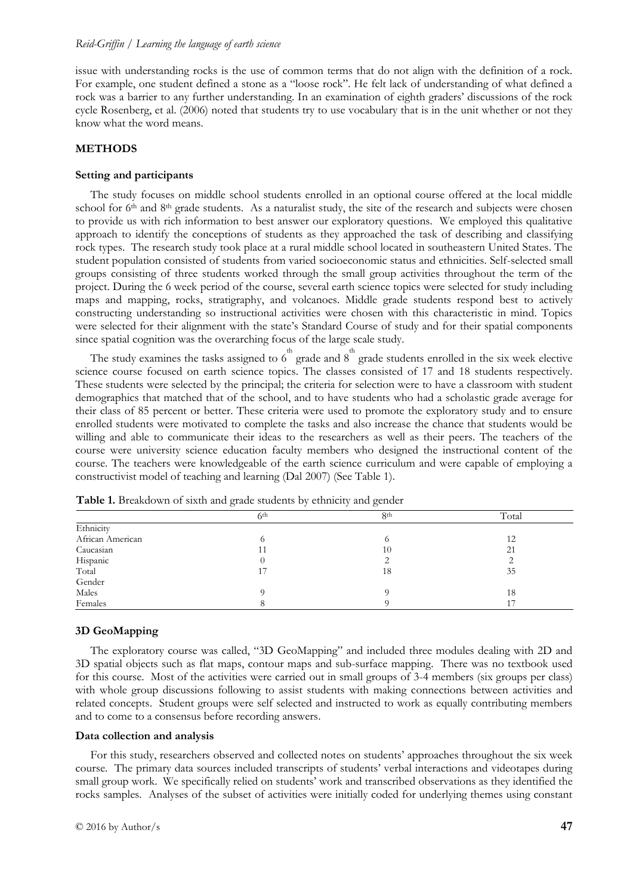issue with understanding rocks is the use of common terms that do not align with the definition of a rock. For example, one student defined a stone as a "loose rock". He felt lack of understanding of what defined a rock was a barrier to any further understanding. In an examination of eighth graders' discussions of the rock cycle Rosenberg, et al. (2006) noted that students try to use vocabulary that is in the unit whether or not they know what the word means.

## METHODS

### Setting and participants

The study focuses on middle school students enrolled in an optional course offered at the local middle school for 6th and 8th grade students. As a naturalist study, the site of the research and subjects were chosen to provide us with rich information to best answer our exploratory questions. We employed this qualitative approach to identify the conceptions of students as they approached the task of describing and classifying rock types. The research study took place at a rural middle school located in southeastern United States. The student population consisted of students from varied socioeconomic status and ethnicities. Self-selected small groups consisting of three students worked through the small group activities throughout the term of the project. During the 6 week period of the course, several earth science topics were selected for study including maps and mapping, rocks, stratigraphy, and volcanoes. Middle grade students respond best to actively constructing understanding so instructional activities were chosen with this characteristic in mind. Topics were selected for their alignment with the state's Standard Course of study and for their spatial components since spatial cognition was the overarching focus of the large scale study.

The study examines the tasks assigned to 6th grade and 8th grade students enrolled in the six week elective science course focused on earth science topics. The classes consisted of 17 and 18 students respectively. These students were selected by the principal; the criteria for selection were to have a classroom with student demographics that matched that of the school, and to have students who had a scholastic grade average for their class of 85 percent or better. These criteria were used to promote the exploratory study and to ensure enrolled students were motivated to complete the tasks and also increase the chance that students would be willing and able to communicate their ideas to the researchers as well as their peers. The teachers of the course were university science education faculty members who designed the instructional content of the course. The teachers were knowledgeable of the earth science curriculum and were capable of employing a constructivist model of teaching and learning (Dal 2007) (See Table 1).

**Table 1.** Breakdown of sixth and grade students by ethnicity and gender

| | 6th | 8th | Total |
|---|---|---|---|
| Ethnicity | | | |
| African American | 6 | 6 | 12 |
| Caucasian | 11 | 10 | 21 |
| Hispanic | 0 | 2 | 2 |
| Total | 17 | 18 | 35 |
| Gender | | | |
| Males | 9 | 9 | 18 |
| Females | 8 | 9 | 17 |

### 3D GeoMapping

The exploratory course was called, "3D GeoMapping" and included three modules dealing with 2D and 3D spatial objects such as flat maps, contour maps and sub-surface mapping. There was no textbook used for this course. Most of the activities were carried out in small groups of 3-4 members (six groups per class) with whole group discussions following to assist students with making connections between activities and related concepts. Student groups were self selected and instructed to work as equally contributing members and to come to a consensus before recording answers.

### Data collection and analysis

For this study, researchers observed and collected notes on students' approaches throughout the six week course. The primary data sources included transcripts of students' verbal interactions and videotapes during small group work. We specifically relied on students' work and transcribed observations as they identified the rocks samples. Analyses of the subset of activities were initially coded for underlying themes using constant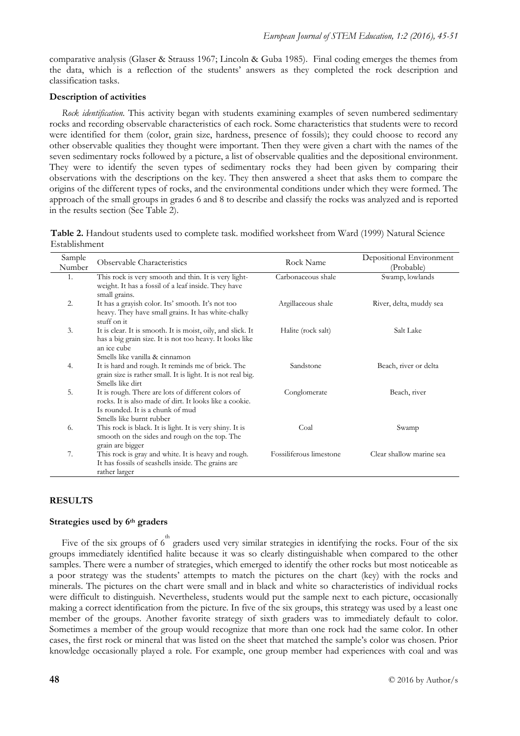comparative analysis (Glaser & Strauss 1967; Lincoln & Guba 1985). Final coding emerges the themes from the data, which is a reflection of the students' answers as they completed the rock description and classification tasks.

### Description of activities

*Rock identification.* This activity began with students examining examples of seven numbered sedimentary rocks and recording observable characteristics of each rock. Some characteristics that students were to record were identified for them (color, grain size, hardness, presence of fossils); they could choose to record any other observable qualities they thought were important. Then they were given a chart with the names of the seven sedimentary rocks followed by a picture, a list of observable qualities and the depositional environment. They were to identify the seven types of sedimentary rocks they had been given by comparing their observations with the descriptions on the key. They then answered a sheet that asks them to compare the origins of the different types of rocks, and the environmental conditions under which they were formed. The approach of the small groups in grades 6 and 8 to describe and classify the rocks was analyzed and is reported in the results section (See Table 2).

**Table 2.** Handout students used to complete task. modified worksheet from Ward (1999) Natural Science Establishment

| Sample Number | Observable Characteristics | Rock Name | Depositional Environment (Probable) |
|---|---|---|---|
| 1. | This rock is very smooth and thin. It is very light-weight. It has a fossil of a leaf inside. They have small grains. | Carbonaceous shale | Swamp, lowlands |
| 2. | It has a grayish color. Its' smooth. It's not too heavy. They have small grains. It has white-chalky stuff on it | Argillaceous shale | River, delta, muddy sea |
| 3. | It is clear. It is smooth. It is moist, oily, and slick. It has a big grain size. It is not too heavy. It looks like an ice cube Smells like vanilla & cinnamon | Halite (rock salt) | Salt Lake |
| 4. | It is hard and rough. It reminds me of brick. The grain size is rather small. It is light. It is not real big. Smells like dirt | Sandstone | Beach, river or delta |
| 5. | It is rough. There are lots of different colors of rocks. It is also made of dirt. It looks like a cookie. Is rounded. It is a chunk of mud Smells like burnt rubber | Conglomerate | Beach, river |
| 6. | This rock is black. It is light. It is very shiny. It is smooth on the sides and rough on the top. The grain are bigger | Coal | Swamp |
| 7. | This rock is gray and white. It is heavy and rough. It has fossils of seashells inside. The grains are rather larger | Fossiliferous limestone | Clear shallow marine sea |

## RESULTS

### Strategies used by 6th graders

Five of the six groups of 6th graders used very similar strategies in identifying the rocks. Four of the six groups immediately identified halite because it was so clearly distinguishable when compared to the other samples. There were a number of strategies, which emerged to identify the other rocks but most noticeable as a poor strategy was the students' attempts to match the pictures on the chart (key) with the rocks and minerals. The pictures on the chart were small and in black and white so characteristics of individual rocks were difficult to distinguish. Nevertheless, students would put the sample next to each picture, occasionally making a correct identification from the picture. In five of the six groups, this strategy was used by a least one member of the groups. Another favorite strategy of sixth graders was to immediately default to color. Sometimes a member of the group would recognize that more than one rock had the same color. In other cases, the first rock or mineral that was listed on the sheet that matched the sample's color was chosen. Prior knowledge occasionally played a role. For example, one group member had experiences with coal and was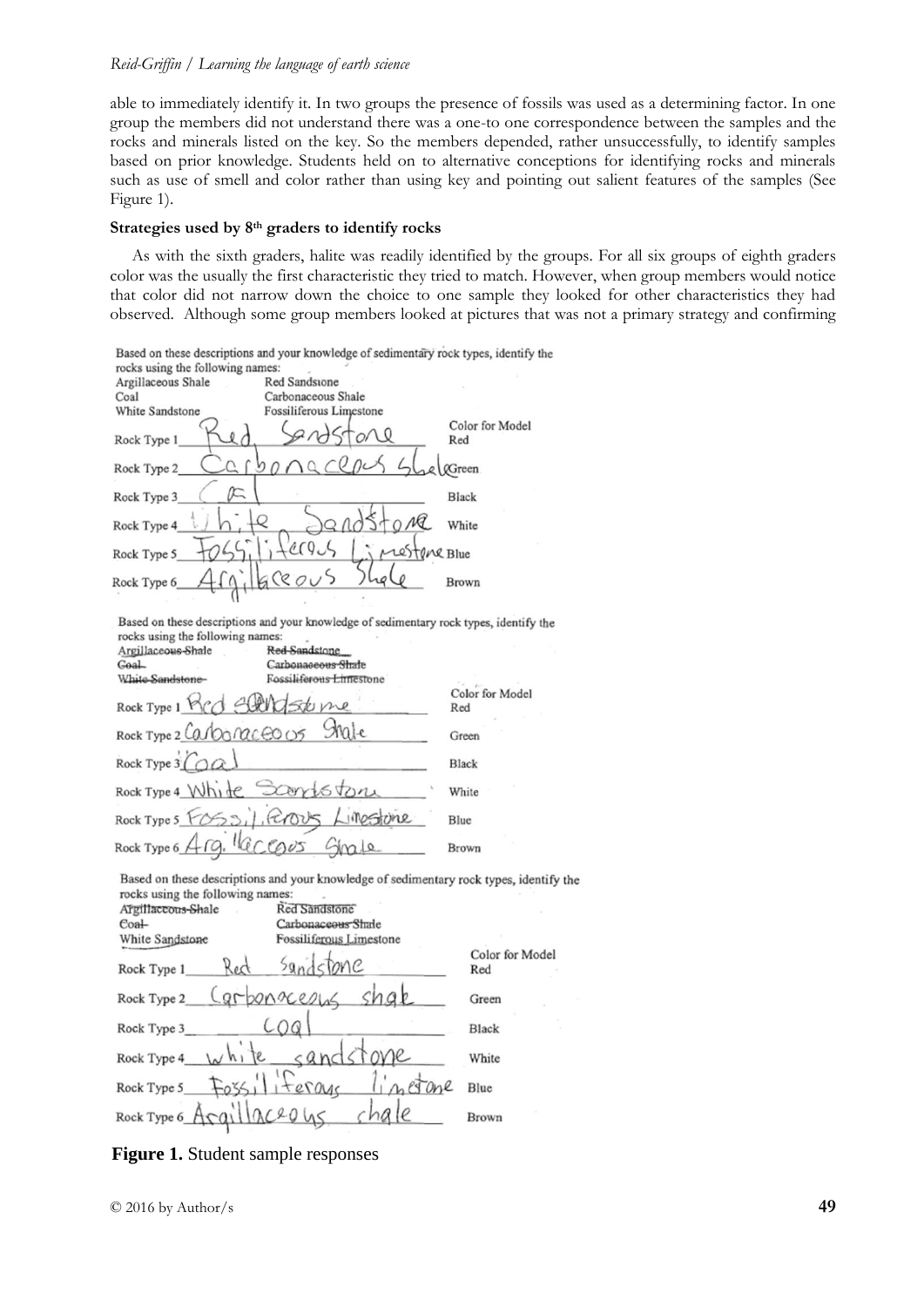able to immediately identify it. In two groups the presence of fossils was used as a determining factor. In one group the members did not understand there was a one-to one correspondence between the samples and the rocks and minerals listed on the key. So the members depended, rather unsuccessfully, to identify samples based on prior knowledge. Students held on to alternative conceptions for identifying rocks and minerals such as use of smell and color rather than using key and pointing out salient features of the samples (See Figure 1).

### Strategies used by 8th graders to identify rocks

As with the sixth graders, halite was readily identified by the groups. For all six groups of eighth graders color was the usually the first characteristic they tried to match. However, when group members would notice that color did not narrow down the choice to one sample they looked for other characteristics they had observed. Although some group members looked at pictures that was not a primary strategy and confirming

Based on these descriptions and your knowledge of sedimentary rock types, identify the rocks using the following names:

Argillaceous Shale, Red Sandstone, Coal, Carbonaceous Shale, White Sandstone, Fossiliferous Limestone

| Rock Type | Response | Color for Model |
|---|---|---|
| Rock Type 1 | Red Sandstone | Red |
| Rock Type 2 | Carbonaceous Shale | Green |
| Rock Type 3 | Coal | Black |
| Rock Type 4 | White Sandstone | White |
| Rock Type 5 | Fossiliferous Limestone | Blue |
| Rock Type 6 | Argilaceous Shale | Brown |

Based on these descriptions and your knowledge of sedimentary rock types, identify the rocks using the following names:

~~Argillaceous Shale~~, ~~Red Sandstone~~, ~~Coal~~, ~~Carbonaceous Shale~~, ~~White Sandstone~~, ~~Fossiliferous Limestone~~

| Rock Type | Response | Color for Model |
|---|---|---|
| Rock Type 1 | Red Sandstone | Red |
| Rock Type 2 | Carbonaceous Shale | Green |
| Rock Type 3 | Coal | Black |
| Rock Type 4 | White Sandstone | White |
| Rock Type 5 | Fossiliferous Limestone | Blue |
| Rock Type 6 | Argillaceous Shale | Brown |

Based on these descriptions and your knowledge of sedimentary rock types, identify the rocks using the following names:

~~Argillaceous Shale~~, Red Sandstone, ~~Coal~~, ~~Carbonaceous Shale~~, White Sandstone, Fossiliferous Limestone

| Rock Type | Response | Color for Model |
|---|---|---|
| Rock Type 1 | Red Sandstone | Red |
| Rock Type 2 | Carbonaceous shale | Green |
| Rock Type 3 | coal | Black |
| Rock Type 4 | white sandstone | White |
| Rock Type 5 | Fossiliferous limetone | Blue |
| Rock Type 6 | Argillaceous chale | Brown |

**Figure 1.** Student sample responses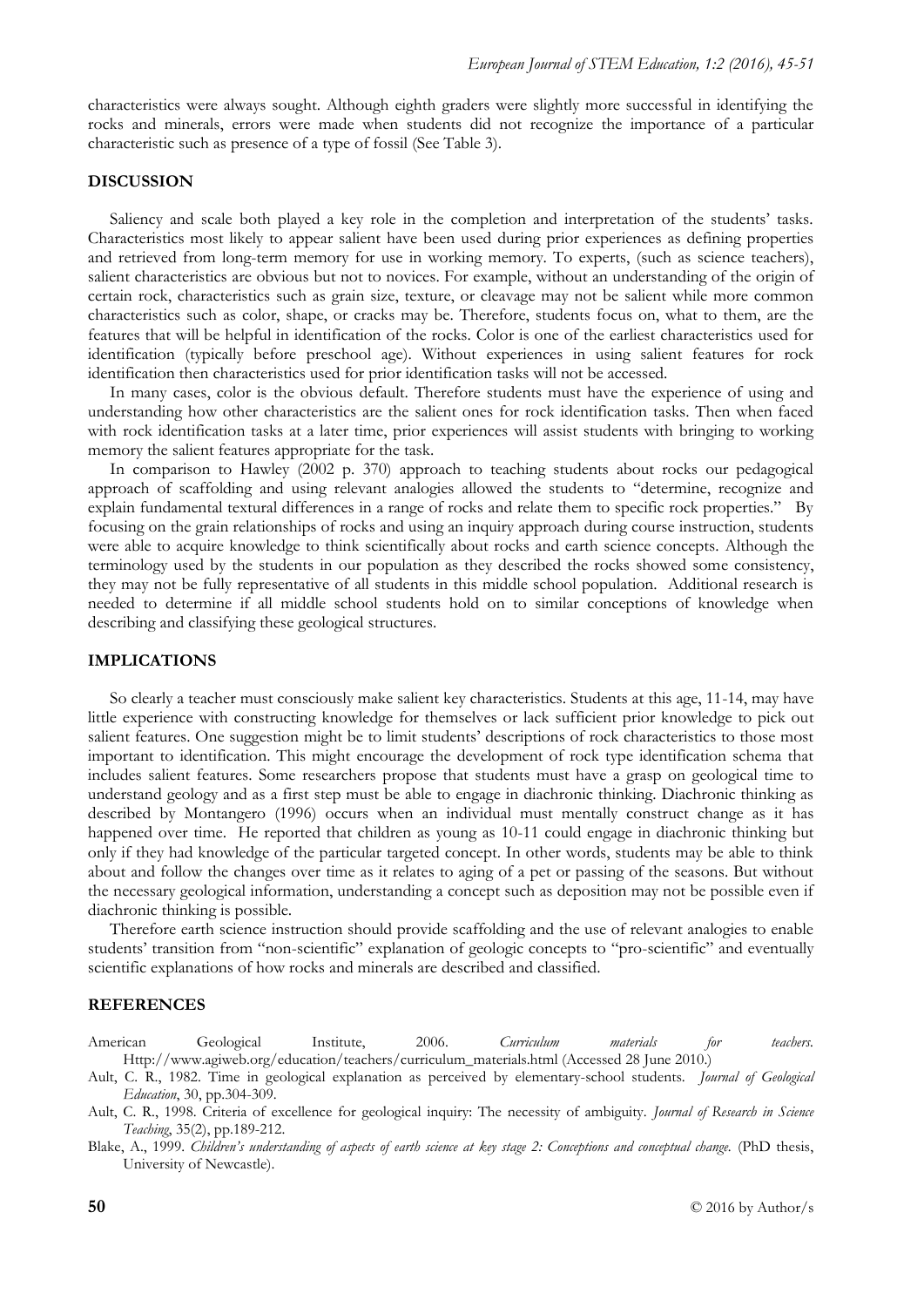characteristics were always sought. Although eighth graders were slightly more successful in identifying the rocks and minerals, errors were made when students did not recognize the importance of a particular characteristic such as presence of a type of fossil (See Table 3).

## DISCUSSION

Saliency and scale both played a key role in the completion and interpretation of the students' tasks. Characteristics most likely to appear salient have been used during prior experiences as defining properties and retrieved from long-term memory for use in working memory. To experts, (such as science teachers), salient characteristics are obvious but not to novices. For example, without an understanding of the origin of certain rock, characteristics such as grain size, texture, or cleavage may not be salient while more common characteristics such as color, shape, or cracks may be. Therefore, students focus on, what to them, are the features that will be helpful in identification of the rocks. Color is one of the earliest characteristics used for identification (typically before preschool age). Without experiences in using salient features for rock identification then characteristics used for prior identification tasks will not be accessed.

In many cases, color is the obvious default. Therefore students must have the experience of using and understanding how other characteristics are the salient ones for rock identification tasks. Then when faced with rock identification tasks at a later time, prior experiences will assist students with bringing to working memory the salient features appropriate for the task.

In comparison to Hawley (2002 p. 370) approach to teaching students about rocks our pedagogical approach of scaffolding and using relevant analogies allowed the students to "determine, recognize and explain fundamental textural differences in a range of rocks and relate them to specific rock properties." By focusing on the grain relationships of rocks and using an inquiry approach during course instruction, students were able to acquire knowledge to think scientifically about rocks and earth science concepts. Although the terminology used by the students in our population as they described the rocks showed some consistency, they may not be fully representative of all students in this middle school population. Additional research is needed to determine if all middle school students hold on to similar conceptions of knowledge when describing and classifying these geological structures.

## IMPLICATIONS

So clearly a teacher must consciously make salient key characteristics. Students at this age, 11-14, may have little experience with constructing knowledge for themselves or lack sufficient prior knowledge to pick out salient features. One suggestion might be to limit students' descriptions of rock characteristics to those most important to identification. This might encourage the development of rock type identification schema that includes salient features. Some researchers propose that students must have a grasp on geological time to understand geology and as a first step must be able to engage in diachronic thinking. Diachronic thinking as described by Montangero (1996) occurs when an individual must mentally construct change as it has happened over time. He reported that children as young as 10-11 could engage in diachronic thinking but only if they had knowledge of the particular targeted concept. In other words, students may be able to think about and follow the changes over time as it relates to aging of a pet or passing of the seasons. But without the necessary geological information, understanding a concept such as deposition may not be possible even if diachronic thinking is possible.

Therefore earth science instruction should provide scaffolding and the use of relevant analogies to enable students' transition from "non-scientific" explanation of geologic concepts to "pro-scientific" and eventually scientific explanations of how rocks and minerals are described and classified.

## REFERENCES

American Geological Institute, 2006. *Curriculum materials for teachers.* Http://www.agiweb.org/education/teachers/curriculum_materials.html (Accessed 28 June 2010.)

Ault, C. R., 1982. Time in geological explanation as perceived by elementary-school students. *Journal of Geological Education*, 30, pp.304-309.

Ault, C. R., 1998. Criteria of excellence for geological inquiry: The necessity of ambiguity. *Journal of Research in Science Teaching*, 35(2), pp.189-212.

Blake, A., 1999. *Children's understanding of aspects of earth science at key stage 2: Conceptions and conceptual change.* (PhD thesis, University of Newcastle).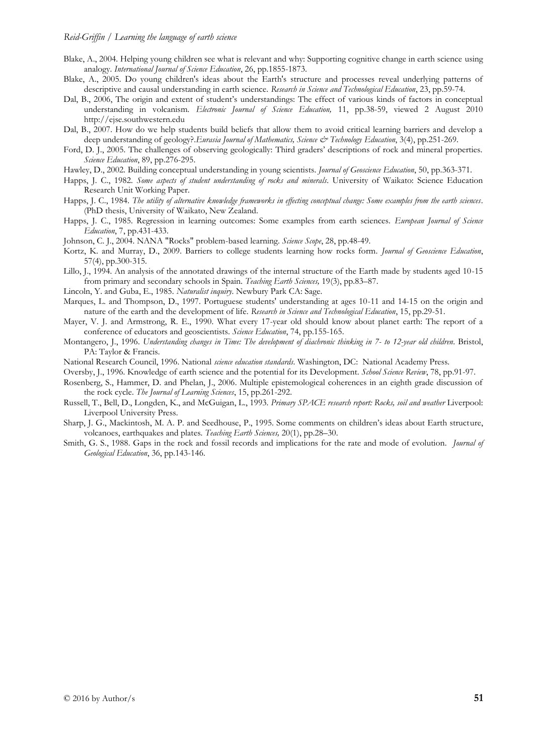Blake, A., 2004. Helping young children see what is relevant and why: Supporting cognitive change in earth science using analogy. *International Journal of Science Education*, 26, pp.1855-1873.

Blake, A., 2005. Do young children's ideas about the Earth's structure and processes reveal underlying patterns of descriptive and causal understanding in earth science. *Research in Science and Technological Education*, 23, pp.59-74.

Dal, B., 2006, The origin and extent of student's understandings: The effect of various kinds of factors in conceptual understanding in volcanism. *Electronic Journal of Science Education,* 11, pp.38-59, viewed 2 August 2010 http://ejse.southwestern.edu

Dal, B., 2007. How do we help students build beliefs that allow them to avoid critical learning barriers and develop a deep understanding of geology?.*Eurasia Journal of Mathematics, Science & Technology Education*, 3(4), pp.251-269.

Ford, D. J., 2005. The challenges of observing geologically: Third graders' descriptions of rock and mineral properties. *Science Education*, 89, pp.276-295.

Hawley, D., 2002. Building conceptual understanding in young scientists. *Journal of Geoscience Education*, 50, pp.363-371.

Happs, J. C., 1982. *Some aspects of student understanding of rocks and minerals*. University of Waikato: Science Education Research Unit Working Paper.

Happs, J. C., 1984. *The utility of alternative knowledge frameworks in effecting conceptual change: Some examples from the earth sciences*. (PhD thesis, University of Waikato, New Zealand.

Happs, J. C., 1985. Regression in learning outcomes: Some examples from earth sciences. *European Journal of Science Education*, 7, pp.431-433.

Johnson, C. J., 2004. NANA "Rocks" problem-based learning. *Science Scope*, 28, pp.48-49.

Kortz, K. and Murray, D., 2009. Barriers to college students learning how rocks form. *Journal of Geoscience Education*, 57(4), pp.300-315.

Lillo, J., 1994. An analysis of the annotated drawings of the internal structure of the Earth made by students aged 10-15 from primary and secondary schools in Spain. *Teaching Earth Sciences,* 19(3), pp.83–87.

Lincoln, Y. and Guba, E., 1985. *Naturalist inquiry*. Newbury Park CA: Sage.

Marques, L. and Thompson, D., 1997. Portuguese students' understanding at ages 10-11 and 14-15 on the origin and nature of the earth and the development of life. *Research in Science and Technological Education*, 15, pp.29-51.

Mayer, V. J. and Armstrong, R. E., 1990. What every 17-year old should know about planet earth: The report of a conference of educators and geoscientists. *Science Education*, 74, pp.155-165.

Montangero, J., 1996. *Understanding changes in Time: The development of diachronic thinking in 7- to 12-year old children*. Bristol, PA: Taylor & Francis.

National Research Council, 1996. National *science education standards*. Washington, DC: National Academy Press.

Oversby, J., 1996. Knowledge of earth science and the potential for its Development. *School Science Review*, 78, pp.91-97.

Rosenberg, S., Hammer, D. and Phelan, J., 2006. Multiple epistemological coherences in an eighth grade discussion of the rock cycle. *The Journal of Learning Sciences*, 15, pp.261-292.

Russell, T., Bell, D., Longden, K., and McGuigan, L., 1993. *Primary SPACE research report: Rocks, soil and weather* Liverpool: Liverpool University Press.

Sharp, J. G., Mackintosh, M. A. P. and Seedhouse, P., 1995. Some comments on children's ideas about Earth structure, volcanoes, earthquakes and plates. *Teaching Earth Sciences,* 20(1), pp.28–30.

Smith, G. S., 1988. Gaps in the rock and fossil records and implications for the rate and mode of evolution. *Journal of Geological Education*, 36, pp.143-146.